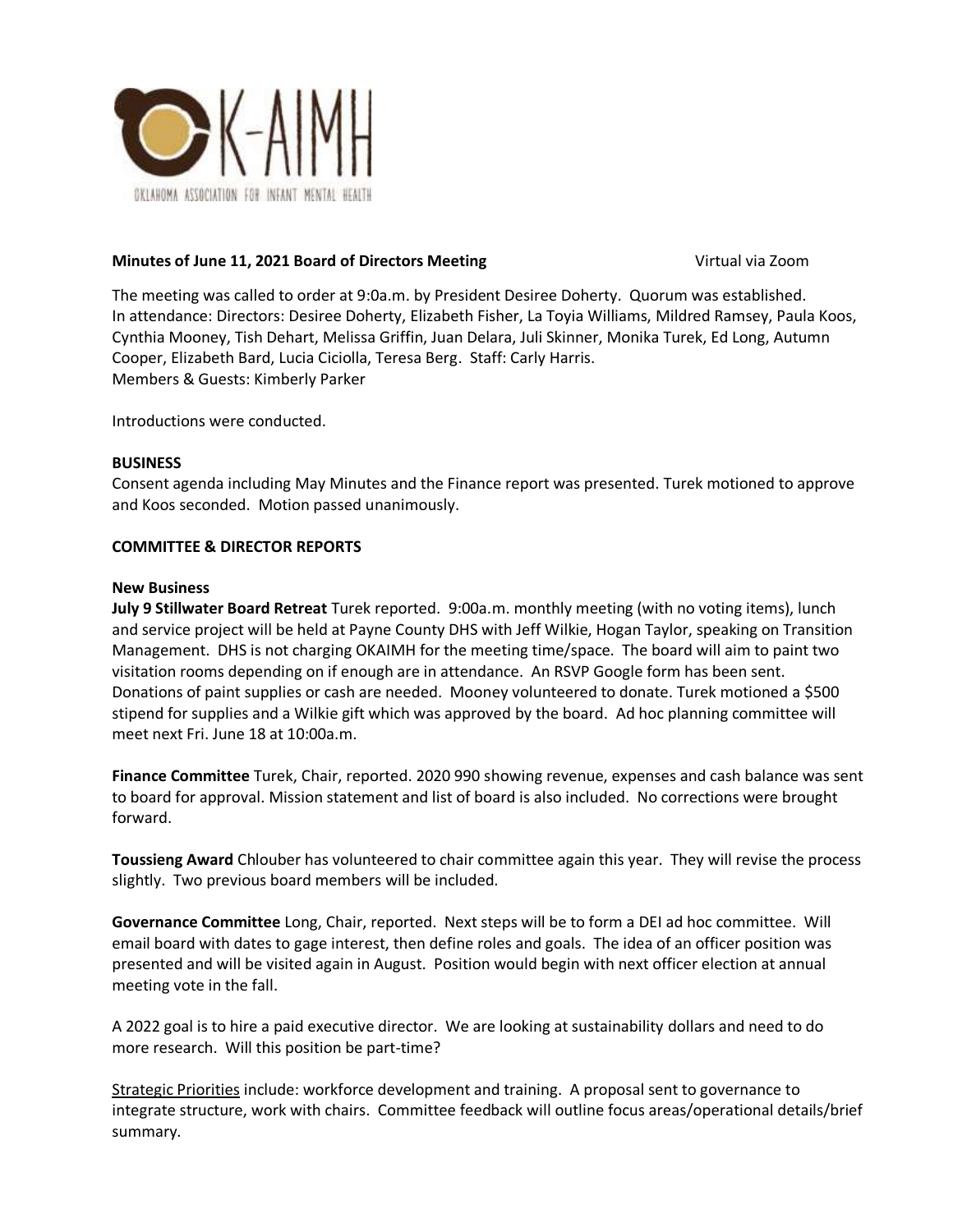**Minutes of June 11, 2021 Board of Directors Meeting** Virtual via Zoom

The meeting was called to order at 9:0a.m. by President Desiree Doherty. Quorum was established. In attendance: Directors: Desiree Doherty, Elizabeth Fisher, La Toyia Williams, Mildred Ramsey, Paula Koos, Cynthia Mooney, Tish Dehart, Melissa Griffin, Juan Delara, Juli Skinner, Monika Turek, Ed Long, Autumn Cooper, Elizabeth Bard, Lucia Ciciolla, Teresa Berg. Staff: Carly Harris.
Members & Guests: Kimberly Parker

Introductions were conducted.

**BUSINESS**

Consent agenda including May Minutes and the Finance report was presented. Turek motioned to approve and Koos seconded. Motion passed unanimously.

**COMMITTEE & DIRECTOR REPORTS**

**New Business**

**July 9 Stillwater Board Retreat** Turek reported. 9:00a.m. monthly meeting (with no voting items), lunch and service project will be held at Payne County DHS with Jeff Wilkie, Hogan Taylor, speaking on Transition Management. DHS is not charging OKAIMH for the meeting time/space. The board will aim to paint two visitation rooms depending on if enough are in attendance. An RSVP Google form has been sent. Donations of paint supplies or cash are needed. Mooney volunteered to donate. Turek motioned a $500 stipend for supplies and a Wilkie gift which was approved by the board. Ad hoc planning committee will meet next Fri. June 18 at 10:00a.m.

**Finance Committee** Turek, Chair, reported. 2020 990 showing revenue, expenses and cash balance was sent to board for approval. Mission statement and list of board is also included. No corrections were brought forward.

**Toussieng Award** Chlouber has volunteered to chair committee again this year. They will revise the process slightly. Two previous board members will be included.

**Governance Committee** Long, Chair, reported. Next steps will be to form a DEI ad hoc committee. Will email board with dates to gage interest, then define roles and goals. The idea of an officer position was presented and will be visited again in August. Position would begin with next officer election at annual meeting vote in the fall.

A 2022 goal is to hire a paid executive director. We are looking at sustainability dollars and need to do more research. Will this position be part-time?

Strategic Priorities include: workforce development and training. A proposal sent to governance to integrate structure, work with chairs. Committee feedback will outline focus areas/operational details/brief summary.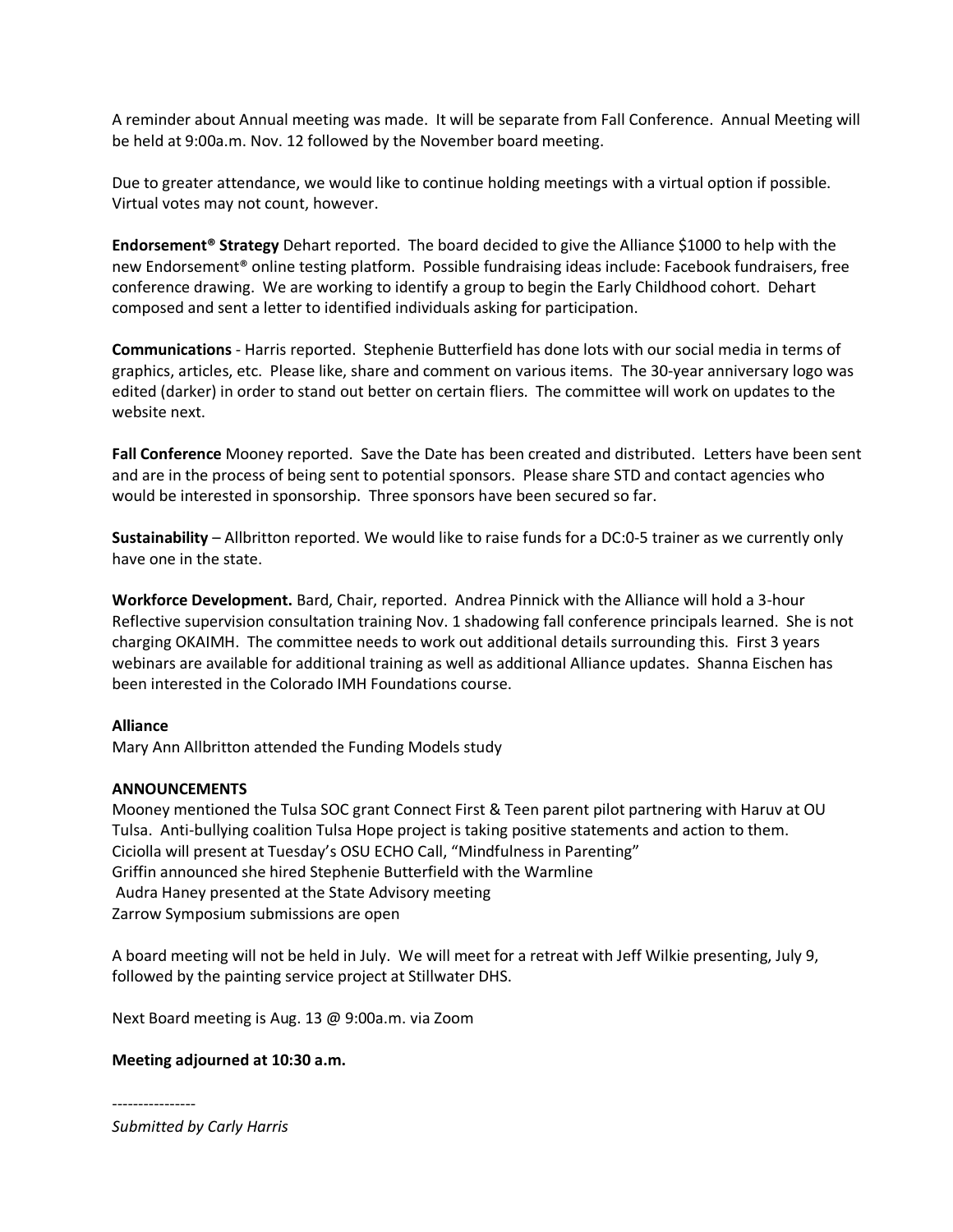A reminder about Annual meeting was made. It will be separate from Fall Conference. Annual Meeting will be held at 9:00a.m. Nov. 12 followed by the November board meeting.

Due to greater attendance, we would like to continue holding meetings with a virtual option if possible. Virtual votes may not count, however.

**Endorsement® Strategy** Dehart reported. The board decided to give the Alliance $1000 to help with the new Endorsement® online testing platform. Possible fundraising ideas include: Facebook fundraisers, free conference drawing. We are working to identify a group to begin the Early Childhood cohort. Dehart composed and sent a letter to identified individuals asking for participation.

**Communications** - Harris reported. Stephenie Butterfield has done lots with our social media in terms of graphics, articles, etc. Please like, share and comment on various items. The 30-year anniversary logo was edited (darker) in order to stand out better on certain fliers. The committee will work on updates to the website next.

**Fall Conference** Mooney reported. Save the Date has been created and distributed. Letters have been sent and are in the process of being sent to potential sponsors. Please share STD and contact agencies who would be interested in sponsorship. Three sponsors have been secured so far.

**Sustainability** – Allbritton reported. We would like to raise funds for a DC:0-5 trainer as we currently only have one in the state.

**Workforce Development.** Bard, Chair, reported. Andrea Pinnick with the Alliance will hold a 3-hour Reflective supervision consultation training Nov. 1 shadowing fall conference principals learned. She is not charging OKAIMH. The committee needs to work out additional details surrounding this. First 3 years webinars are available for additional training as well as additional Alliance updates. Shanna Eischen has been interested in the Colorado IMH Foundations course.

**Alliance**

Mary Ann Allbritton attended the Funding Models study

**ANNOUNCEMENTS**

Mooney mentioned the Tulsa SOC grant Connect First & Teen parent pilot partnering with Haruv at OU Tulsa. Anti-bullying coalition Tulsa Hope project is taking positive statements and action to them.
Ciciolla will present at Tuesday's OSU ECHO Call, "Mindfulness in Parenting"
Griffin announced she hired Stephenie Butterfield with the Warmline
Audra Haney presented at the State Advisory meeting
Zarrow Symposium submissions are open

A board meeting will not be held in July. We will meet for a retreat with Jeff Wilkie presenting, July 9, followed by the painting service project at Stillwater DHS.

Next Board meeting is Aug. 13 @ 9:00a.m. via Zoom

**Meeting adjourned at 10:30 a.m.**

----------------

*Submitted by Carly Harris*